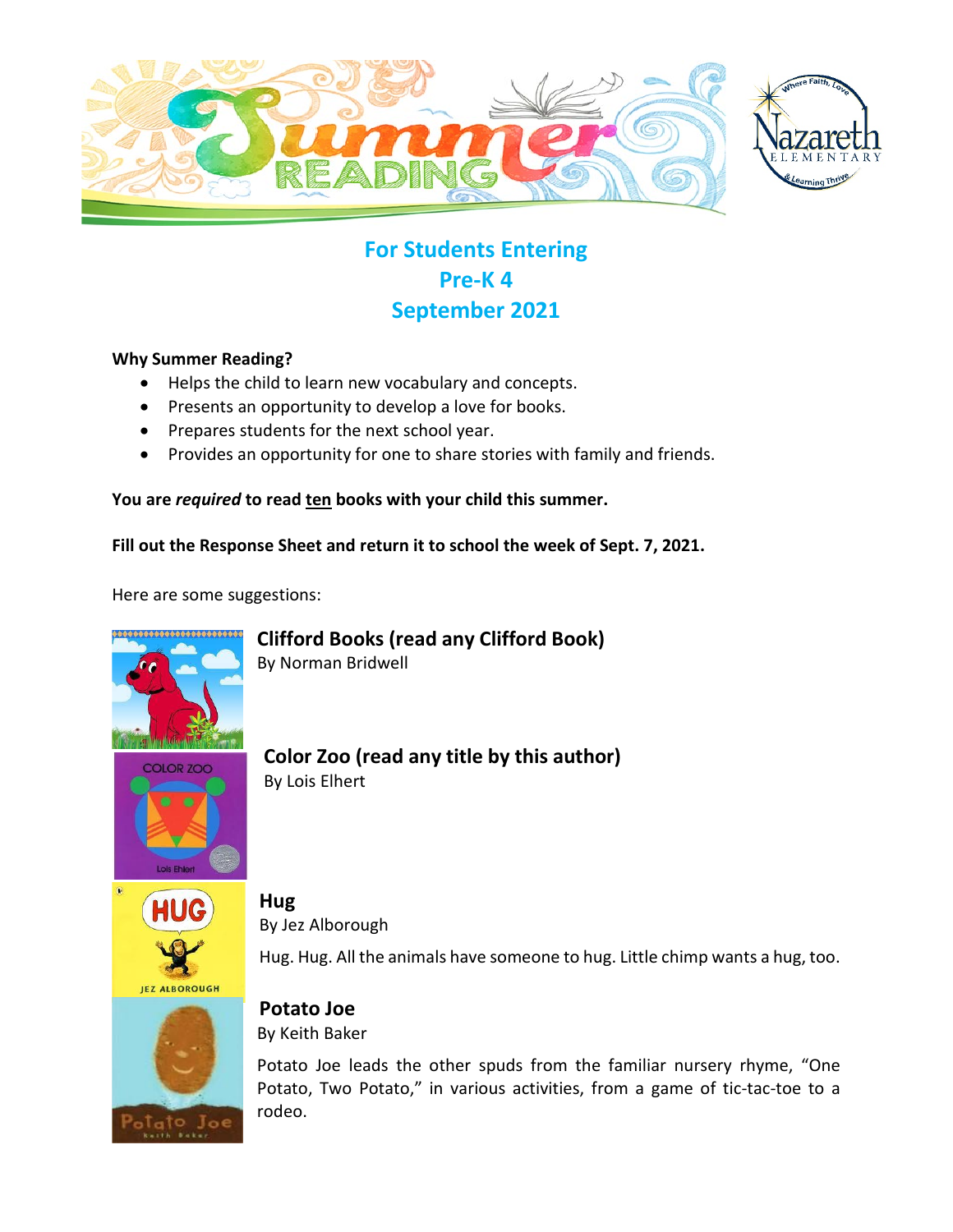# Summer Reading

## For Students Entering
## Pre-K 4
## September 2021

**Why Summer Reading?**

- Helps the child to learn new vocabulary and concepts.
- Presents an opportunity to develop a love for books.
- Prepares students for the next school year.
- Provides an opportunity for one to share stories with family and friends.

**You are *required* to read <u>ten</u> books with your child this summer.**

**Fill out the Response Sheet and return it to school the week of Sept. 7, 2021.**

Here are some suggestions:

### Clifford Books (read any Clifford Book)
By Norman Bridwell

### Color Zoo (read any title by this author)
By Lois Elhert

### Hug
By Jez Alborough

Hug. Hug. All the animals have someone to hug. Little chimp wants a hug, too.

### Potato Joe
By Keith Baker

Potato Joe leads the other spuds from the familiar nursery rhyme, "One Potato, Two Potato," in various activities, from a game of tic-tac-toe to a rodeo.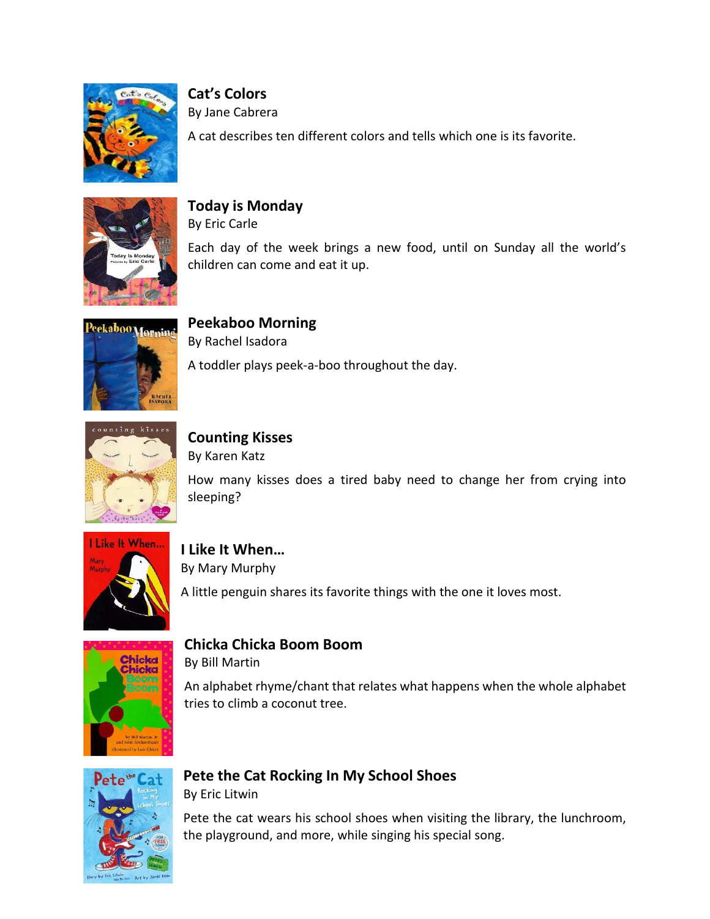**Cat's Colors**
By Jane Cabrera

A cat describes ten different colors and tells which one is its favorite.

**Today is Monday**
By Eric Carle

Each day of the week brings a new food, until on Sunday all the world's children can come and eat it up.

**Peekaboo Morning**
By Rachel Isadora

A toddler plays peek-a-boo throughout the day.

**Counting Kisses**
By Karen Katz

How many kisses does a tired baby need to change her from crying into sleeping?

**I Like It When…**
By Mary Murphy

A little penguin shares its favorite things with the one it loves most.

**Chicka Chicka Boom Boom**
By Bill Martin

An alphabet rhyme/chant that relates what happens when the whole alphabet tries to climb a coconut tree.

**Pete the Cat Rocking In My School Shoes**
By Eric Litwin

Pete the cat wears his school shoes when visiting the library, the lunchroom, the playground, and more, while singing his special song.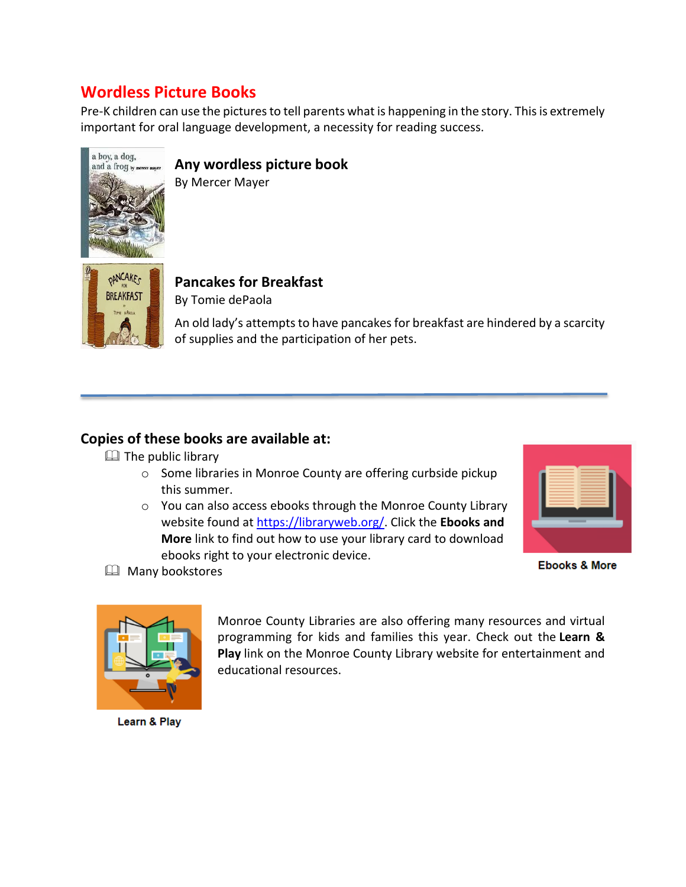## Wordless Picture Books

Pre-K children can use the pictures to tell parents what is happening in the story. This is extremely important for oral language development, a necessity for reading success.

### Any wordless picture book

By Mercer Mayer

### Pancakes for Breakfast

By Tomie dePaola

An old lady's attempts to have pancakes for breakfast are hindered by a scarcity of supplies and the participation of her pets.

---

### Copies of these books are available at:

- The public library
  - Some libraries in Monroe County are offering curbside pickup this summer.
  - You can also access ebooks through the Monroe County Library website found at [https://libraryweb.org/](https://libraryweb.org/). Click the **Ebooks and More** link to find out how to use your library card to download ebooks right to your electronic device.
- Many bookstores

Ebooks & More

Monroe County Libraries are also offering many resources and virtual programming for kids and families this year. Check out the **Learn & Play** link on the Monroe County Library website for entertainment and educational resources.

Learn & Play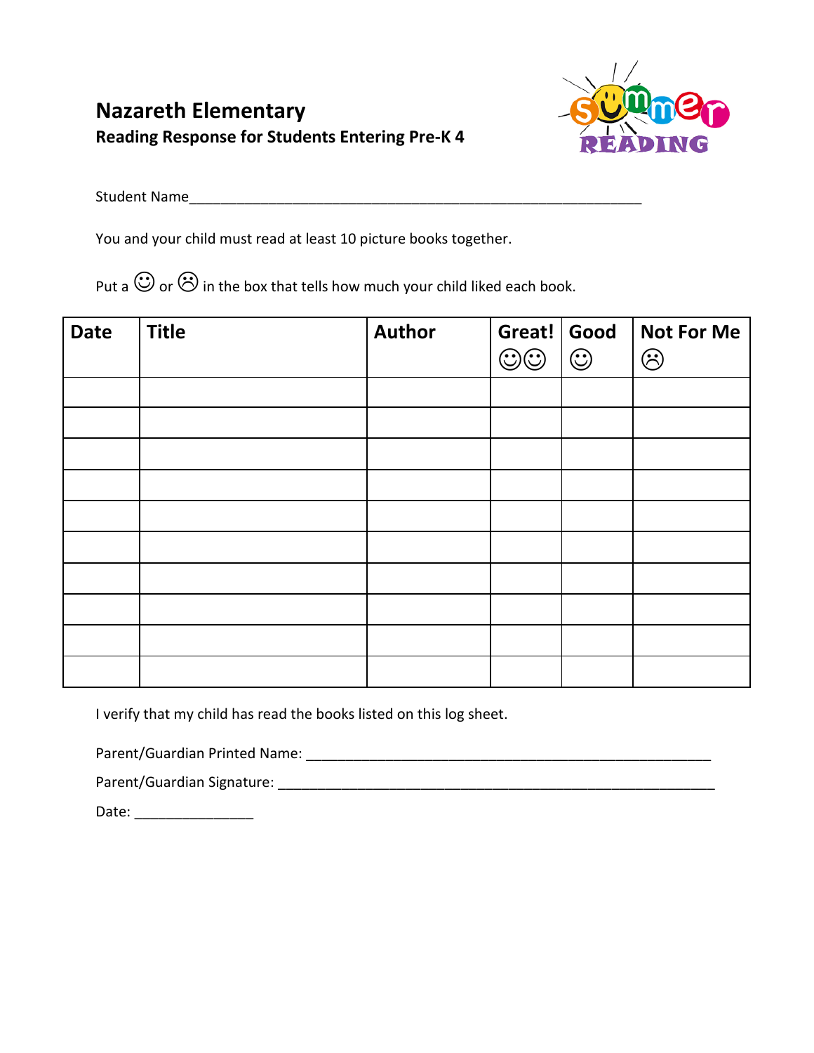# Nazareth Elementary

## Reading Response for Students Entering Pre-K 4

Summer READING

Student Name_______________________________________________________

You and your child must read at least 10 picture books together.

Put a ☺ or ☹ in the box that tells how much your child liked each book.

| Date | Title | Author | Great! ☺☺ | Good ☺ | Not For Me ☹ |
|---|---|---|---|---|---|
| | | | | | |
| | | | | | |
| | | | | | |
| | | | | | |
| | | | | | |
| | | | | | |
| | | | | | |
| | | | | | |
| | | | | | |
| | | | | | |

I verify that my child has read the books listed on this log sheet.

Parent/Guardian Printed Name: ____________________________________________________

Parent/Guardian Signature: _______________________________________________________

Date: _______________